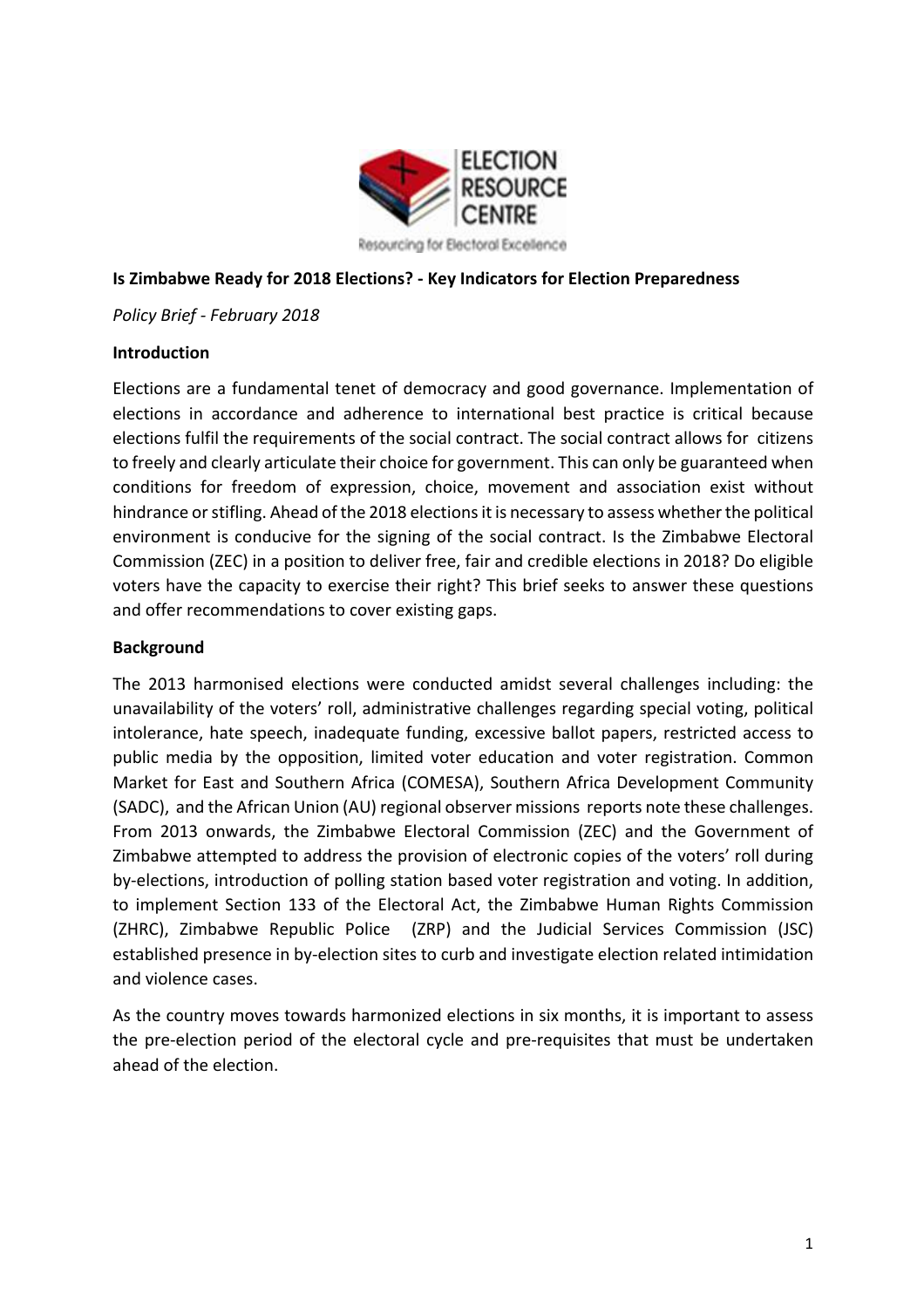**Is Zimbabwe Ready for 2018 Elections? - Key Indicators for Election Preparedness**

*Policy Brief - February 2018*

## Introduction

Elections are a fundamental tenet of democracy and good governance. Implementation of elections in accordance and adherence to international best practice is critical because elections fulfil the requirements of the social contract. The social contract allows for citizens to freely and clearly articulate their choice for government. This can only be guaranteed when conditions for freedom of expression, choice, movement and association exist without hindrance or stifling. Ahead of the 2018 elections it is necessary to assess whether the political environment is conducive for the signing of the social contract. Is the Zimbabwe Electoral Commission (ZEC) in a position to deliver free, fair and credible elections in 2018? Do eligible voters have the capacity to exercise their right? This brief seeks to answer these questions and offer recommendations to cover existing gaps.

## Background

The 2013 harmonised elections were conducted amidst several challenges including: the unavailability of the voters' roll, administrative challenges regarding special voting, political intolerance, hate speech, inadequate funding, excessive ballot papers, restricted access to public media by the opposition, limited voter education and voter registration. Common Market for East and Southern Africa (COMESA), Southern Africa Development Community (SADC), and the African Union (AU) regional observer missions reports note these challenges. From 2013 onwards, the Zimbabwe Electoral Commission (ZEC) and the Government of Zimbabwe attempted to address the provision of electronic copies of the voters' roll during by-elections, introduction of polling station based voter registration and voting. In addition, to implement Section 133 of the Electoral Act, the Zimbabwe Human Rights Commission (ZHRC), Zimbabwe Republic Police (ZRP) and the Judicial Services Commission (JSC) established presence in by-election sites to curb and investigate election related intimidation and violence cases.

As the country moves towards harmonized elections in six months, it is important to assess the pre-election period of the electoral cycle and pre-requisites that must be undertaken ahead of the election.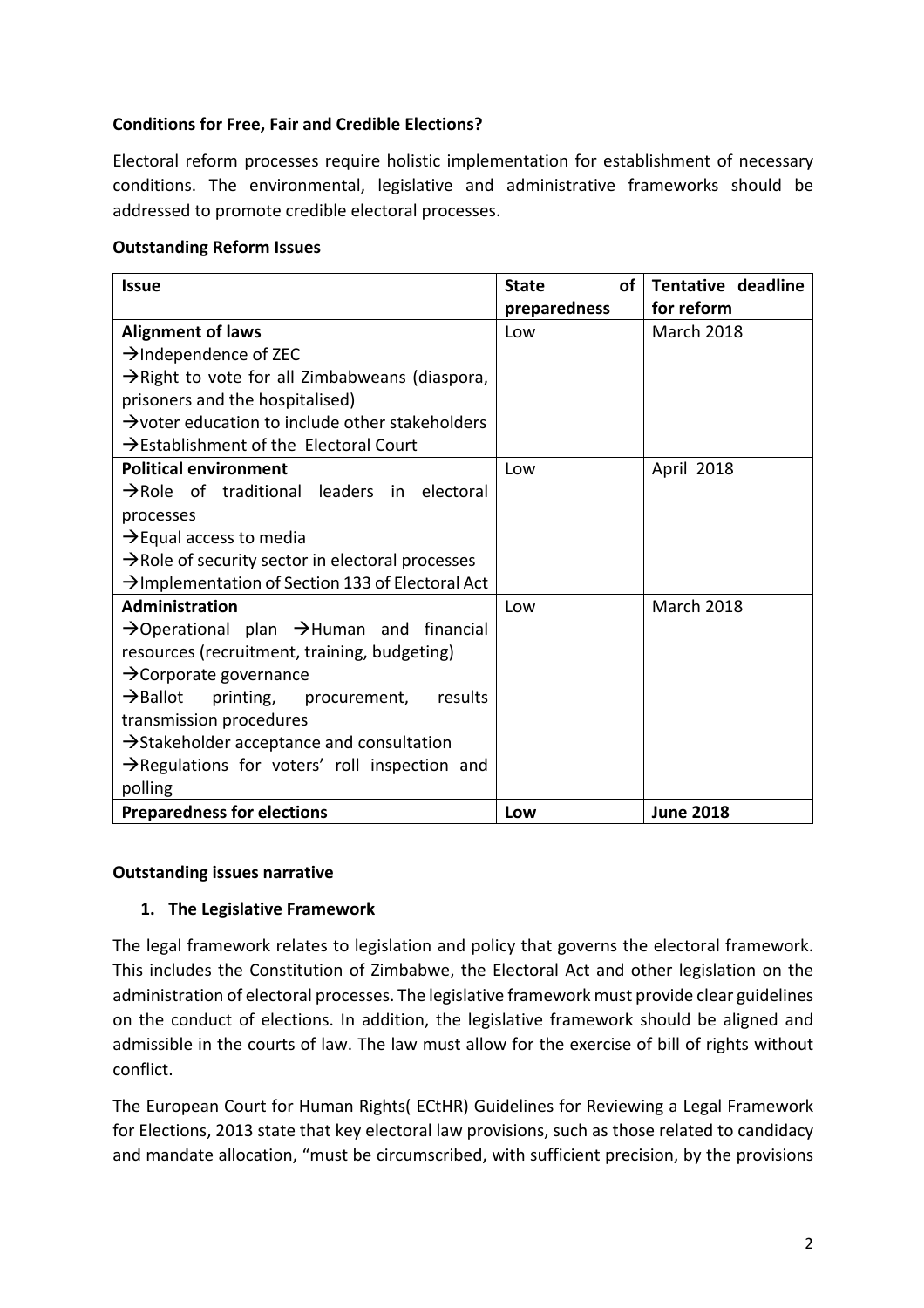**Conditions for Free, Fair and Credible Elections?**

Electoral reform processes require holistic implementation for establishment of necessary conditions. The environmental, legislative and administrative frameworks should be addressed to promote credible electoral processes.

**Outstanding Reform Issues**

| Issue | State of preparedness | Tentative deadline for reform |
|---|---|---|
| **Alignment of laws**<br>→Independence of ZEC<br>→Right to vote for all Zimbabweans (diaspora, prisoners and the hospitalised)<br>→voter education to include other stakeholders<br>→Establishment of the Electoral Court | Low | March 2018 |
| **Political environment**<br>→Role of traditional leaders in electoral processes<br>→Equal access to media<br>→Role of security sector in electoral processes<br>→Implementation of Section 133 of Electoral Act | Low | April 2018 |
| **Administration**<br>→Operational plan →Human and financial resources (recruitment, training, budgeting)<br>→Corporate governance<br>→Ballot printing, procurement, results transmission procedures<br>→Stakeholder acceptance and consultation<br>→Regulations for voters' roll inspection and polling | Low | March 2018 |
| **Preparedness for elections** | **Low** | **June 2018** |

**Outstanding issues narrative**

1. **The Legislative Framework**

The legal framework relates to legislation and policy that governs the electoral framework. This includes the Constitution of Zimbabwe, the Electoral Act and other legislation on the administration of electoral processes. The legislative framework must provide clear guidelines on the conduct of elections. In addition, the legislative framework should be aligned and admissible in the courts of law. The law must allow for the exercise of bill of rights without conflict.

The European Court for Human Rights( ECtHR) Guidelines for Reviewing a Legal Framework for Elections, 2013 state that key electoral law provisions, such as those related to candidacy and mandate allocation, "must be circumscribed, with sufficient precision, by the provisions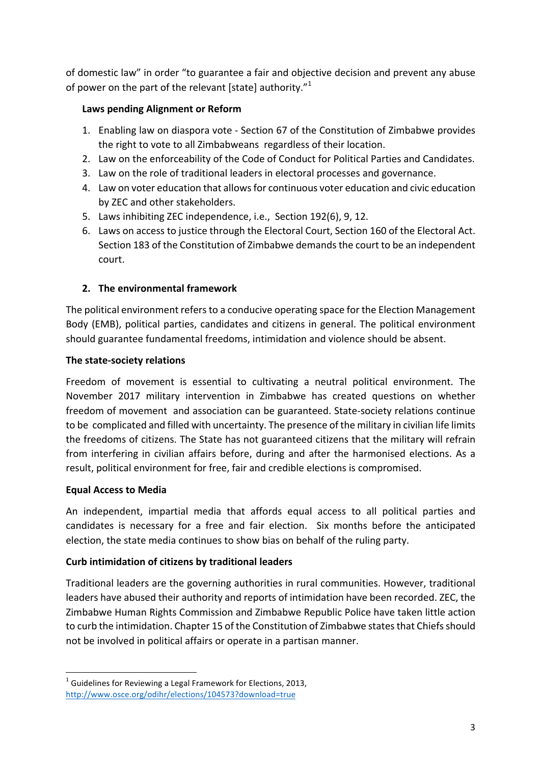of domestic law" in order "to guarantee a fair and objective decision and prevent any abuse of power on the part of the relevant [state] authority."[1]

**Laws pending Alignment or Reform**

1. Enabling law on diaspora vote - Section 67 of the Constitution of Zimbabwe provides the right to vote to all Zimbabweans regardless of their location.
2. Law on the enforceability of the Code of Conduct for Political Parties and Candidates.
3. Law on the role of traditional leaders in electoral processes and governance.
4. Law on voter education that allows for continuous voter education and civic education by ZEC and other stakeholders.
5. Laws inhibiting ZEC independence, i.e., Section 192(6), 9, 12.
6. Laws on access to justice through the Electoral Court, Section 160 of the Electoral Act. Section 183 of the Constitution of Zimbabwe demands the court to be an independent court.

## 2. The environmental framework

The political environment refers to a conducive operating space for the Election Management Body (EMB), political parties, candidates and citizens in general. The political environment should guarantee fundamental freedoms, intimidation and violence should be absent.

### The state-society relations

Freedom of movement is essential to cultivating a neutral political environment. The November 2017 military intervention in Zimbabwe has created questions on whether freedom of movement and association can be guaranteed. State-society relations continue to be complicated and filled with uncertainty. The presence of the military in civilian life limits the freedoms of citizens. The State has not guaranteed citizens that the military will refrain from interfering in civilian affairs before, during and after the harmonised elections. As a result, political environment for free, fair and credible elections is compromised.

### Equal Access to Media

An independent, impartial media that affords equal access to all political parties and candidates is necessary for a free and fair election. Six months before the anticipated election, the state media continues to show bias on behalf of the ruling party.

### Curb intimidation of citizens by traditional leaders

Traditional leaders are the governing authorities in rural communities. However, traditional leaders have abused their authority and reports of intimidation have been recorded. ZEC, the Zimbabwe Human Rights Commission and Zimbabwe Republic Police have taken little action to curb the intimidation. Chapter 15 of the Constitution of Zimbabwe states that Chiefs should not be involved in political affairs or operate in a partisan manner.

---

[1] Guidelines for Reviewing a Legal Framework for Elections, 2013, http://www.osce.org/odihr/elections/104573?download=true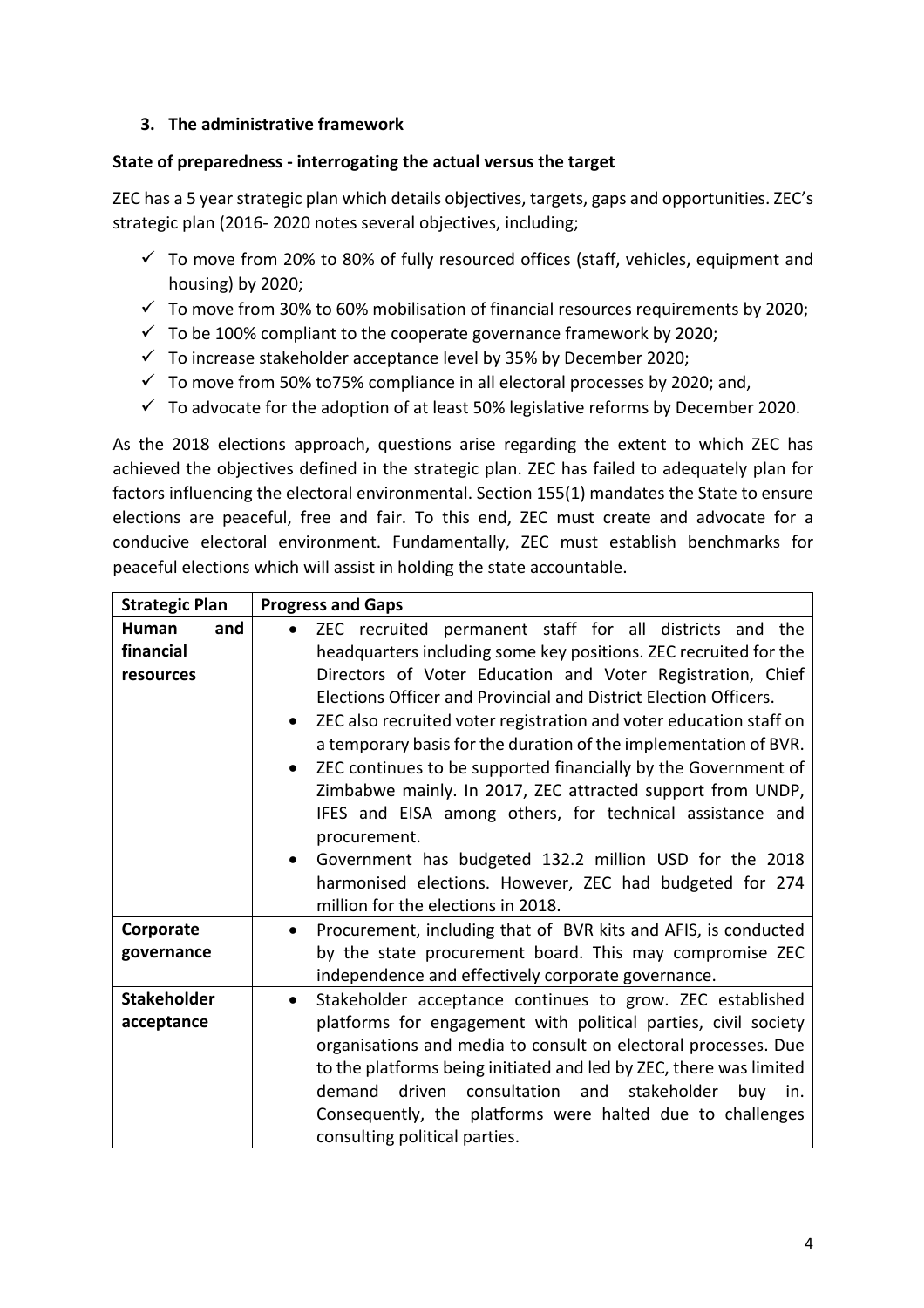### 3. The administrative framework

**State of preparedness - interrogating the actual versus the target**

ZEC has a 5 year strategic plan which details objectives, targets, gaps and opportunities. ZEC's strategic plan (2016- 2020 notes several objectives, including;

- ✓ To move from 20% to 80% of fully resourced offices (staff, vehicles, equipment and housing) by 2020;
- ✓ To move from 30% to 60% mobilisation of financial resources requirements by 2020;
- ✓ To be 100% compliant to the cooperate governance framework by 2020;
- ✓ To increase stakeholder acceptance level by 35% by December 2020;
- ✓ To move from 50% to75% compliance in all electoral processes by 2020; and,
- ✓ To advocate for the adoption of at least 50% legislative reforms by December 2020.

As the 2018 elections approach, questions arise regarding the extent to which ZEC has achieved the objectives defined in the strategic plan. ZEC has failed to adequately plan for factors influencing the electoral environmental. Section 155(1) mandates the State to ensure elections are peaceful, free and fair. To this end, ZEC must create and advocate for a conducive electoral environment. Fundamentally, ZEC must establish benchmarks for peaceful elections which will assist in holding the state accountable.

| Strategic Plan | Progress and Gaps |
|---|---|
| **Human and financial resources** | • ZEC recruited permanent staff for all districts and the headquarters including some key positions. ZEC recruited for the Directors of Voter Education and Voter Registration, Chief Elections Officer and Provincial and District Election Officers.<br>• ZEC also recruited voter registration and voter education staff on a temporary basis for the duration of the implementation of BVR.<br>• ZEC continues to be supported financially by the Government of Zimbabwe mainly. In 2017, ZEC attracted support from UNDP, IFES and EISA among others, for technical assistance and procurement.<br>• Government has budgeted 132.2 million USD for the 2018 harmonised elections. However, ZEC had budgeted for 274 million for the elections in 2018. |
| **Corporate governance** | • Procurement, including that of BVR kits and AFIS, is conducted by the state procurement board. This may compromise ZEC independence and effectively corporate governance. |
| **Stakeholder acceptance** | • Stakeholder acceptance continues to grow. ZEC established platforms for engagement with political parties, civil society organisations and media to consult on electoral processes. Due to the platforms being initiated and led by ZEC, there was limited demand driven consultation and stakeholder buy in. Consequently, the platforms were halted due to challenges consulting political parties. |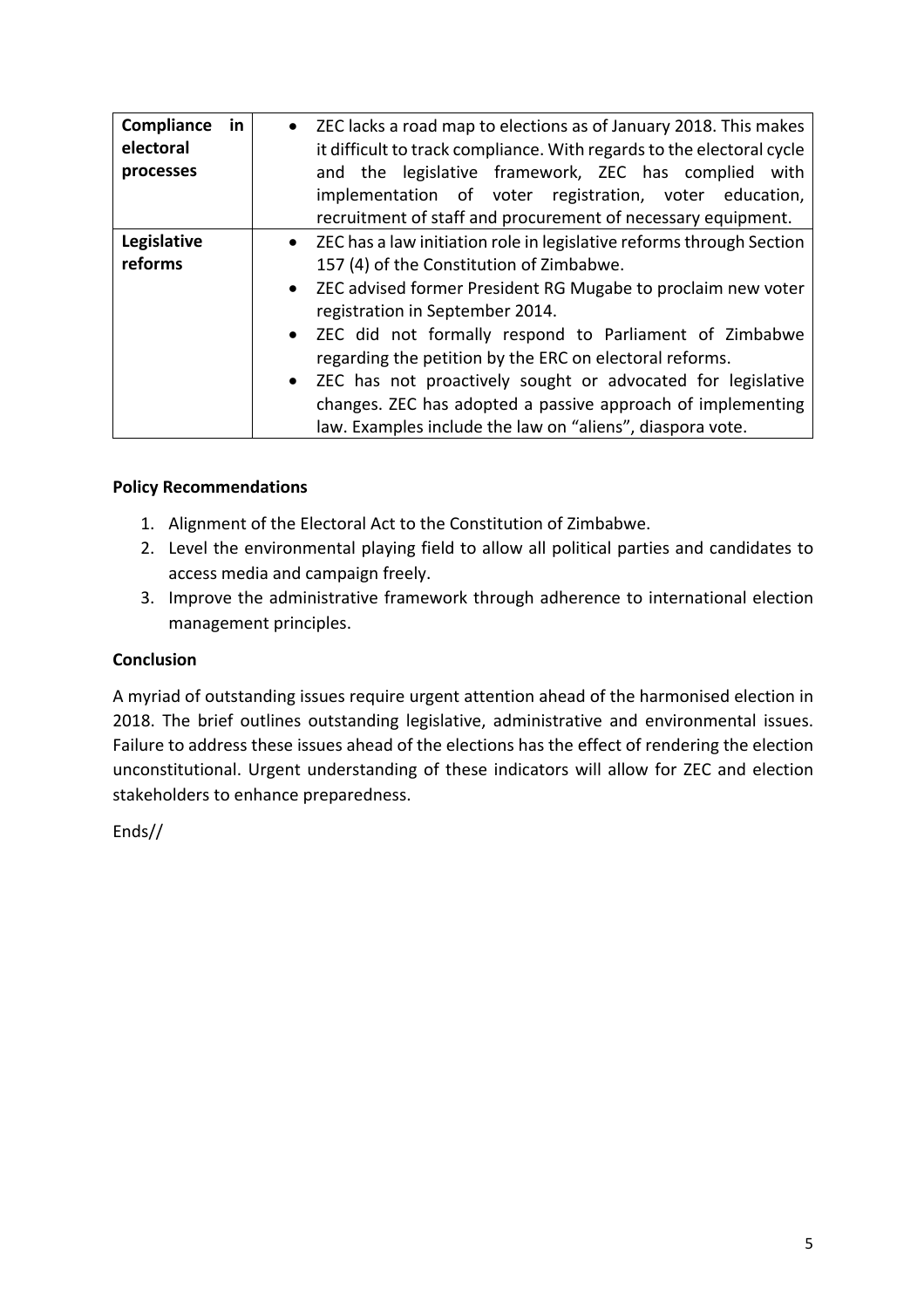| | |
|---|---|
| **Compliance in electoral processes** | • ZEC lacks a road map to elections as of January 2018. This makes it difficult to track compliance. With regards to the electoral cycle and the legislative framework, ZEC has complied with implementation of voter registration, voter education, recruitment of staff and procurement of necessary equipment. |
| **Legislative reforms** | • ZEC has a law initiation role in legislative reforms through Section 157 (4) of the Constitution of Zimbabwe.<br>• ZEC advised former President RG Mugabe to proclaim new voter registration in September 2014.<br>• ZEC did not formally respond to Parliament of Zimbabwe regarding the petition by the ERC on electoral reforms.<br>• ZEC has not proactively sought or advocated for legislative changes. ZEC has adopted a passive approach of implementing law. Examples include the law on "aliens", diaspora vote. |

**Policy Recommendations**

1. Alignment of the Electoral Act to the Constitution of Zimbabwe.
2. Level the environmental playing field to allow all political parties and candidates to access media and campaign freely.
3. Improve the administrative framework through adherence to international election management principles.

**Conclusion**

A myriad of outstanding issues require urgent attention ahead of the harmonised election in 2018. The brief outlines outstanding legislative, administrative and environmental issues. Failure to address these issues ahead of the elections has the effect of rendering the election unconstitutional. Urgent understanding of these indicators will allow for ZEC and election stakeholders to enhance preparedness.

Ends//